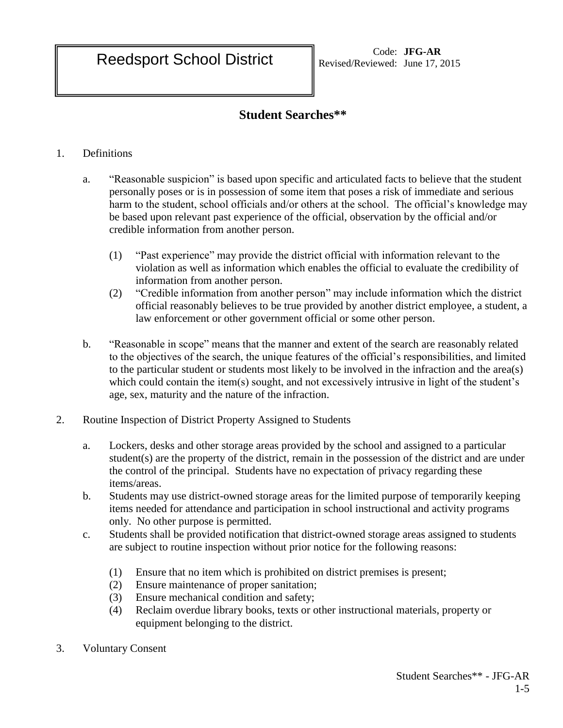Reedsport School District

Code: **JFG-AR**
Revised/Reviewed: June 17, 2015

## Student Searches**

1. Definitions

   a. "Reasonable suspicion" is based upon specific and articulated facts to believe that the student personally poses or is in possession of some item that poses a risk of immediate and serious harm to the student, school officials and/or others at the school. The official's knowledge may be based upon relevant past experience of the official, observation by the official and/or credible information from another person.

      (1) "Past experience" may provide the district official with information relevant to the violation as well as information which enables the official to evaluate the credibility of information from another person.
      (2) "Credible information from another person" may include information which the district official reasonably believes to be true provided by another district employee, a student, a law enforcement or other government official or some other person.

   b. "Reasonable in scope" means that the manner and extent of the search are reasonably related to the objectives of the search, the unique features of the official's responsibilities, and limited to the particular student or students most likely to be involved in the infraction and the area(s) which could contain the item(s) sought, and not excessively intrusive in light of the student's age, sex, maturity and the nature of the infraction.

2. Routine Inspection of District Property Assigned to Students

   a. Lockers, desks and other storage areas provided by the school and assigned to a particular student(s) are the property of the district, remain in the possession of the district and are under the control of the principal. Students have no expectation of privacy regarding these items/areas.
   b. Students may use district-owned storage areas for the limited purpose of temporarily keeping items needed for attendance and participation in school instructional and activity programs only. No other purpose is permitted.
   c. Students shall be provided notification that district-owned storage areas assigned to students are subject to routine inspection without prior notice for the following reasons:

      (1) Ensure that no item which is prohibited on district premises is present;
      (2) Ensure maintenance of proper sanitation;
      (3) Ensure mechanical condition and safety;
      (4) Reclaim overdue library books, texts or other instructional materials, property or equipment belonging to the district.

3. Voluntary Consent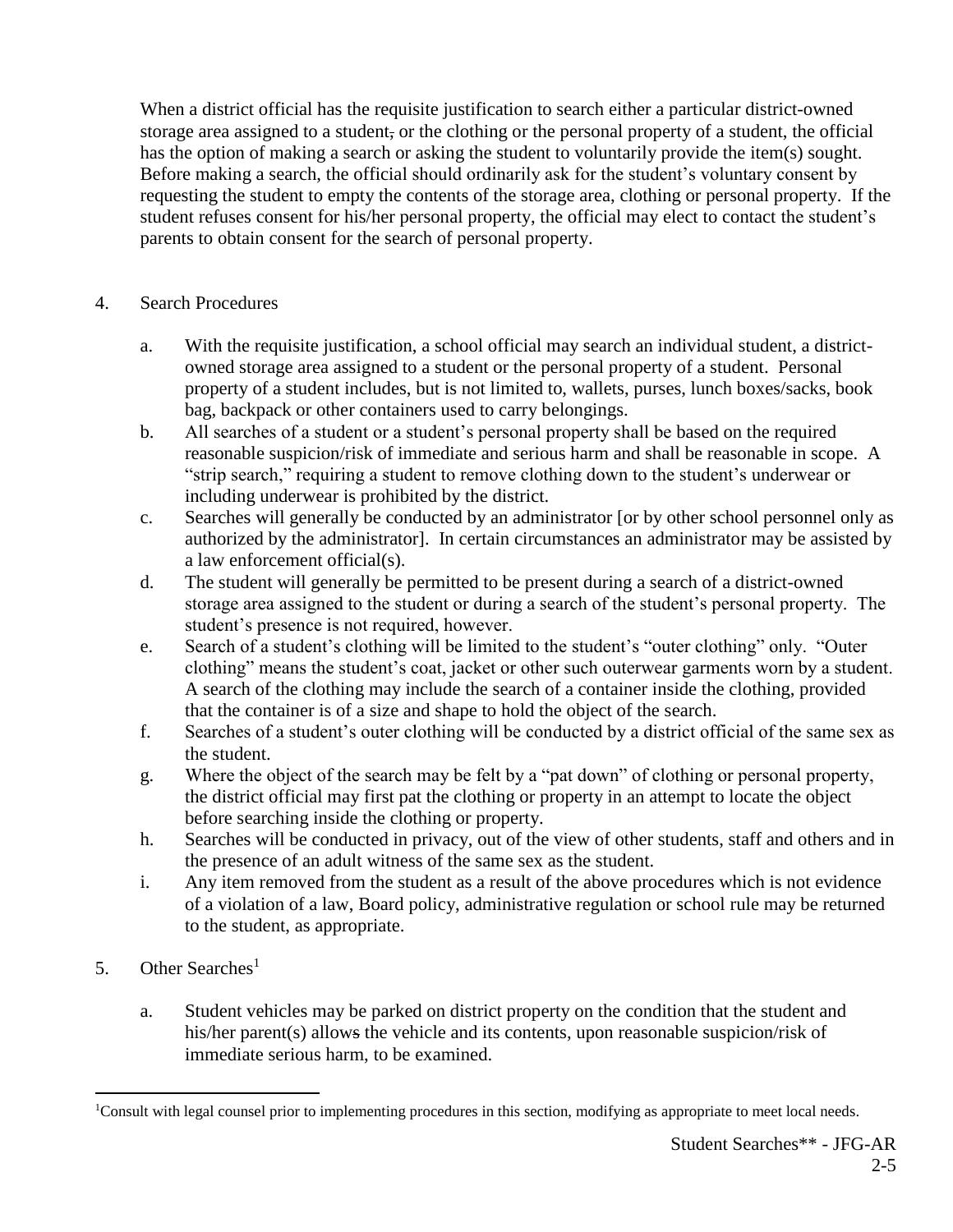When a district official has the requisite justification to search either a particular district-owned storage area assigned to a student, or the clothing or the personal property of a student, the official has the option of making a search or asking the student to voluntarily provide the item(s) sought. Before making a search, the official should ordinarily ask for the student's voluntary consent by requesting the student to empty the contents of the storage area, clothing or personal property. If the student refuses consent for his/her personal property, the official may elect to contact the student's parents to obtain consent for the search of personal property.

4. Search Procedures

   a. With the requisite justification, a school official may search an individual student, a district-owned storage area assigned to a student or the personal property of a student. Personal property of a student includes, but is not limited to, wallets, purses, lunch boxes/sacks, book bag, backpack or other containers used to carry belongings.
   b. All searches of a student or a student's personal property shall be based on the required reasonable suspicion/risk of immediate and serious harm and shall be reasonable in scope. A "strip search," requiring a student to remove clothing down to the student's underwear or including underwear is prohibited by the district.
   c. Searches will generally be conducted by an administrator [or by other school personnel only as authorized by the administrator]. In certain circumstances an administrator may be assisted by a law enforcement official(s).
   d. The student will generally be permitted to be present during a search of a district-owned storage area assigned to the student or during a search of the student's personal property. The student's presence is not required, however.
   e. Search of a student's clothing will be limited to the student's "outer clothing" only. "Outer clothing" means the student's coat, jacket or other such outerwear garments worn by a student. A search of the clothing may include the search of a container inside the clothing, provided that the container is of a size and shape to hold the object of the search.
   f. Searches of a student's outer clothing will be conducted by a district official of the same sex as the student.
   g. Where the object of the search may be felt by a "pat down" of clothing or personal property, the district official may first pat the clothing or property in an attempt to locate the object before searching inside the clothing or property.
   h. Searches will be conducted in privacy, out of the view of other students, staff and others and in the presence of an adult witness of the same sex as the student.
   i. Any item removed from the student as a result of the above procedures which is not evidence of a violation of a law, Board policy, administrative regulation or school rule may be returned to the student, as appropriate.

5. Other Searches[1]

   a. Student vehicles may be parked on district property on the condition that the student and his/her parent(s) allows the vehicle and its contents, upon reasonable suspicion/risk of immediate serious harm, to be examined.

[1]Consult with legal counsel prior to implementing procedures in this section, modifying as appropriate to meet local needs.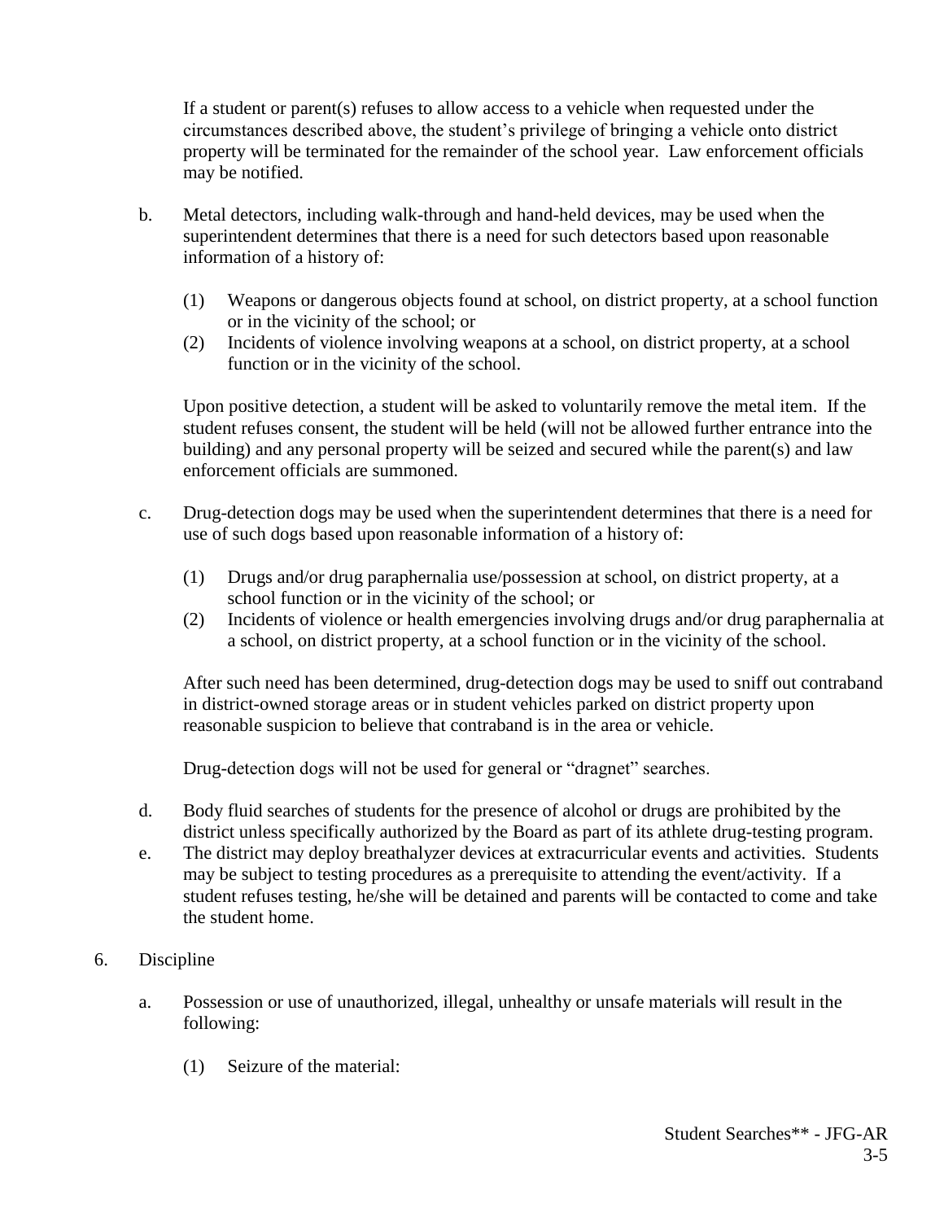If a student or parent(s) refuses to allow access to a vehicle when requested under the circumstances described above, the student's privilege of bringing a vehicle onto district property will be terminated for the remainder of the school year. Law enforcement officials may be notified.

b. Metal detectors, including walk-through and hand-held devices, may be used when the superintendent determines that there is a need for such detectors based upon reasonable information of a history of:

   (1) Weapons or dangerous objects found at school, on district property, at a school function or in the vicinity of the school; or
   (2) Incidents of violence involving weapons at a school, on district property, at a school function or in the vicinity of the school.

   Upon positive detection, a student will be asked to voluntarily remove the metal item. If the student refuses consent, the student will be held (will not be allowed further entrance into the building) and any personal property will be seized and secured while the parent(s) and law enforcement officials are summoned.

c. Drug-detection dogs may be used when the superintendent determines that there is a need for use of such dogs based upon reasonable information of a history of:

   (1) Drugs and/or drug paraphernalia use/possession at school, on district property, at a school function or in the vicinity of the school; or
   (2) Incidents of violence or health emergencies involving drugs and/or drug paraphernalia at a school, on district property, at a school function or in the vicinity of the school.

   After such need has been determined, drug-detection dogs may be used to sniff out contraband in district-owned storage areas or in student vehicles parked on district property upon reasonable suspicion to believe that contraband is in the area or vehicle.

   Drug-detection dogs will not be used for general or "dragnet" searches.

d. Body fluid searches of students for the presence of alcohol or drugs are prohibited by the district unless specifically authorized by the Board as part of its athlete drug-testing program.

e. The district may deploy breathalyzer devices at extracurricular events and activities. Students may be subject to testing procedures as a prerequisite to attending the event/activity. If a student refuses testing, he/she will be detained and parents will be contacted to come and take the student home.

6. Discipline

   a. Possession or use of unauthorized, illegal, unhealthy or unsafe materials will result in the following:

      (1) Seizure of the material: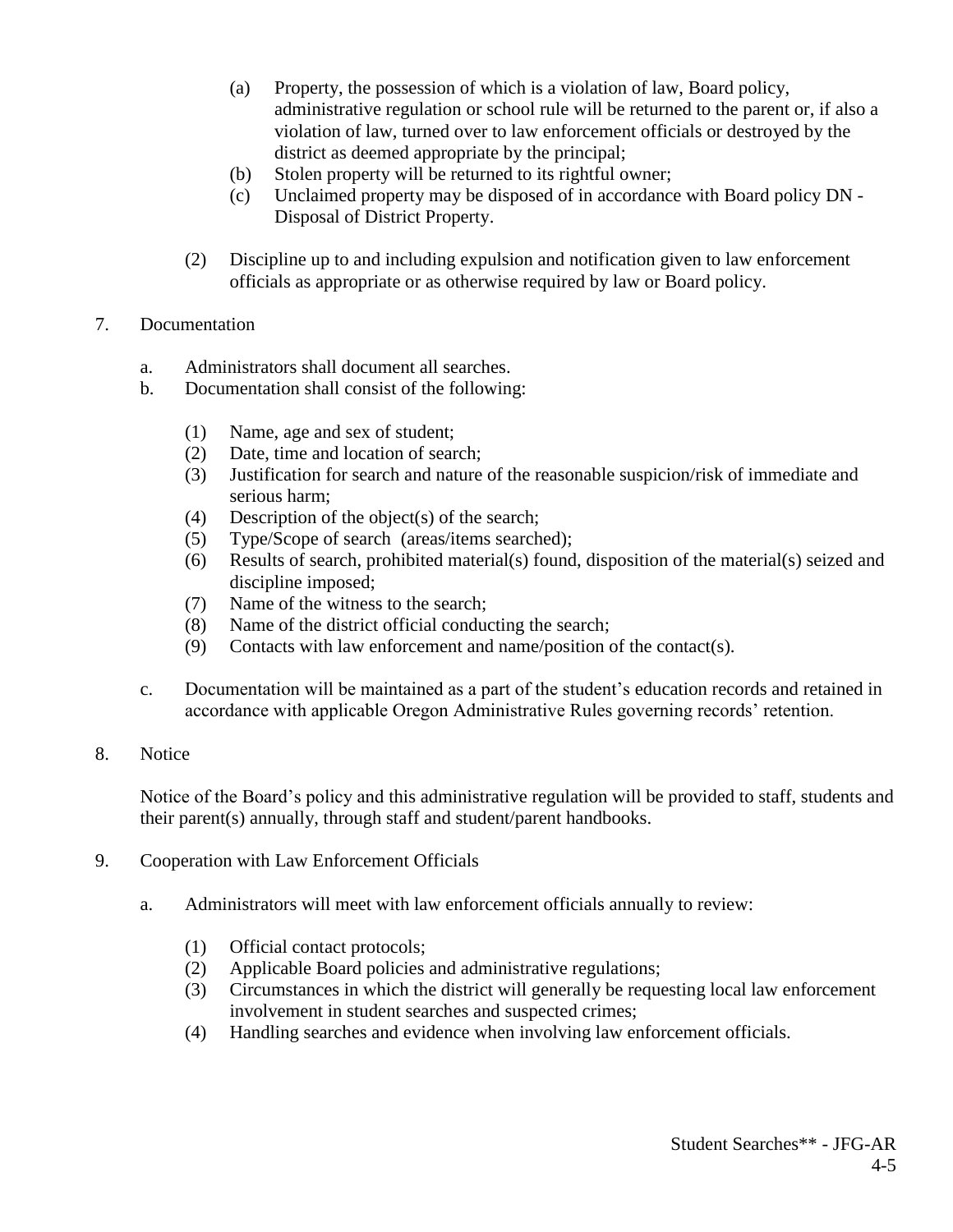(a) Property, the possession of which is a violation of law, Board policy, administrative regulation or school rule will be returned to the parent or, if also a violation of law, turned over to law enforcement officials or destroyed by the district as deemed appropriate by the principal;

(b) Stolen property will be returned to its rightful owner;

(c) Unclaimed property may be disposed of in accordance with Board policy DN - Disposal of District Property.

(2) Discipline up to and including expulsion and notification given to law enforcement officials as appropriate or as otherwise required by law or Board policy.

7. Documentation

a. Administrators shall document all searches.

b. Documentation shall consist of the following:

(1) Name, age and sex of student;
(2) Date, time and location of search;
(3) Justification for search and nature of the reasonable suspicion/risk of immediate and serious harm;
(4) Description of the object(s) of the search;
(5) Type/Scope of search (areas/items searched);
(6) Results of search, prohibited material(s) found, disposition of the material(s) seized and discipline imposed;
(7) Name of the witness to the search;
(8) Name of the district official conducting the search;
(9) Contacts with law enforcement and name/position of the contact(s).

c. Documentation will be maintained as a part of the student's education records and retained in accordance with applicable Oregon Administrative Rules governing records' retention.

8. Notice

Notice of the Board's policy and this administrative regulation will be provided to staff, students and their parent(s) annually, through staff and student/parent handbooks.

9. Cooperation with Law Enforcement Officials

a. Administrators will meet with law enforcement officials annually to review:

(1) Official contact protocols;
(2) Applicable Board policies and administrative regulations;
(3) Circumstances in which the district will generally be requesting local law enforcement involvement in student searches and suspected crimes;
(4) Handling searches and evidence when involving law enforcement officials.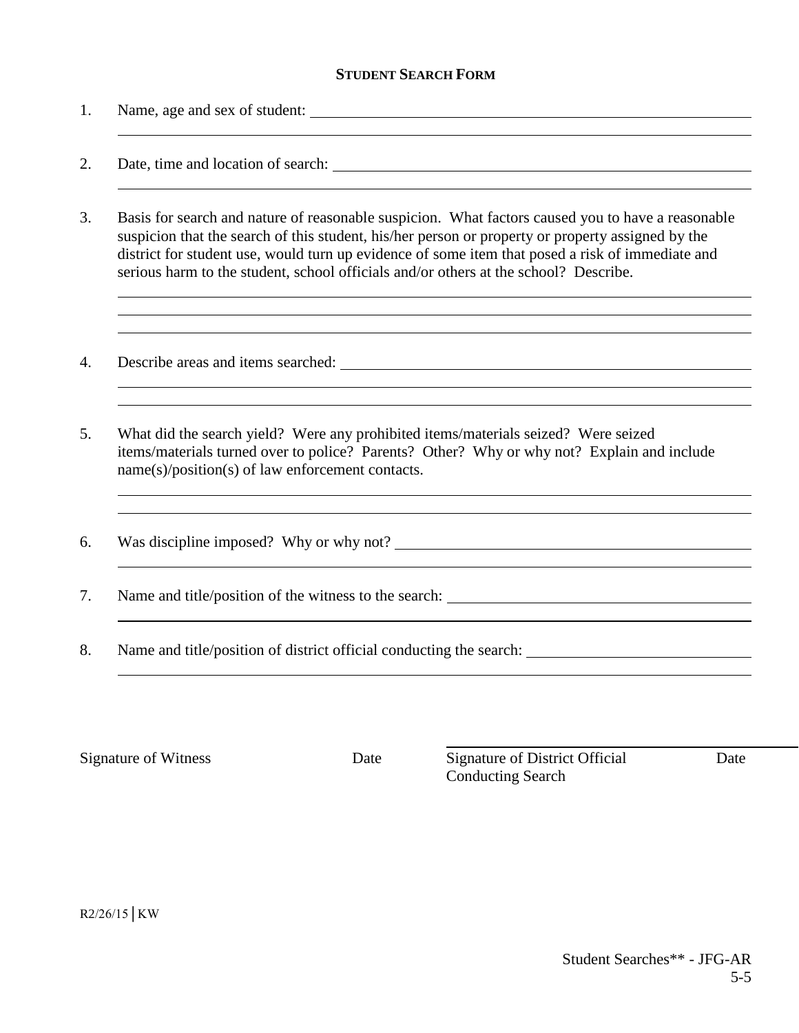## STUDENT SEARCH FORM

1. Name, age and sex of student: ____________________

2. Date, time and location of search: ____________________

3. Basis for search and nature of reasonable suspicion. What factors caused you to have a reasonable suspicion that the search of this student, his/her person or property or property assigned by the district for student use, would turn up evidence of some item that posed a risk of immediate and serious harm to the student, school officials and/or others at the school? Describe.

4. Describe areas and items searched: ____________________

5. What did the search yield? Were any prohibited items/materials seized? Were seized items/materials turned over to police? Parents? Other? Why or why not? Explain and include name(s)/position(s) of law enforcement contacts.

6. Was discipline imposed? Why or why not? ____________________

7. Name and title/position of the witness to the search: ____________________

8. Name and title/position of district official conducting the search: ____________________

Signature of Witness Date

Signature of District Official Conducting Search Date

R2/26/15 | KW

Student Searches** - JFG-AR